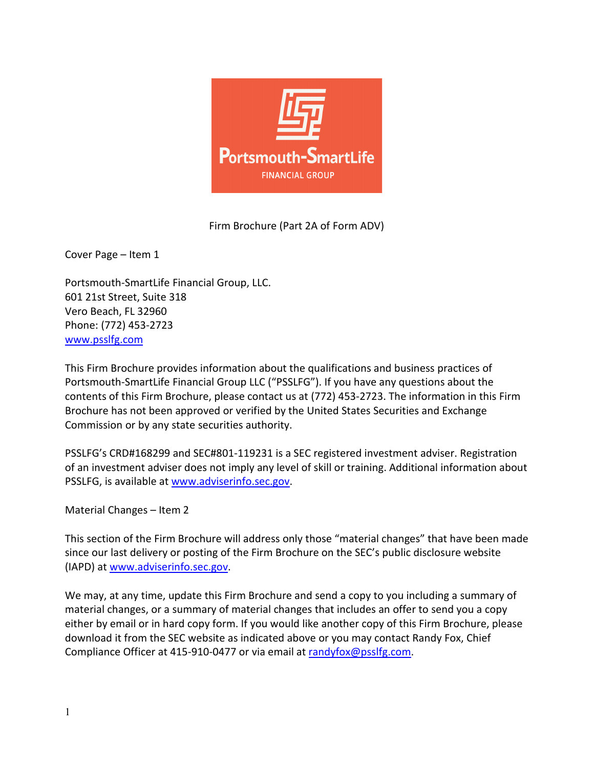Portsmouth-SmartLife

FINANCIAL GROUP

Firm Brochure (Part 2A of Form ADV)

Cover Page – Item 1

Portsmouth-SmartLife Financial Group, LLC.
601 21st Street, Suite 318
Vero Beach, FL 32960
Phone: (772) 453-2723
www.psslfg.com

This Firm Brochure provides information about the qualifications and business practices of Portsmouth-SmartLife Financial Group LLC ("PSSLFG"). If you have any questions about the contents of this Firm Brochure, please contact us at (772) 453-2723. The information in this Firm Brochure has not been approved or verified by the United States Securities and Exchange Commission or by any state securities authority.

PSSLFG's CRD#168299 and SEC#801-119231 is a SEC registered investment adviser. Registration of an investment adviser does not imply any level of skill or training. Additional information about PSSLFG, is available at www.adviserinfo.sec.gov.

Material Changes – Item 2

This section of the Firm Brochure will address only those "material changes" that have been made since our last delivery or posting of the Firm Brochure on the SEC's public disclosure website (IAPD) at www.adviserinfo.sec.gov.

We may, at any time, update this Firm Brochure and send a copy to you including a summary of material changes, or a summary of material changes that includes an offer to send you a copy either by email or in hard copy form. If you would like another copy of this Firm Brochure, please download it from the SEC website as indicated above or you may contact Randy Fox, Chief Compliance Officer at 415-910-0477 or via email at randyfox@psslfg.com.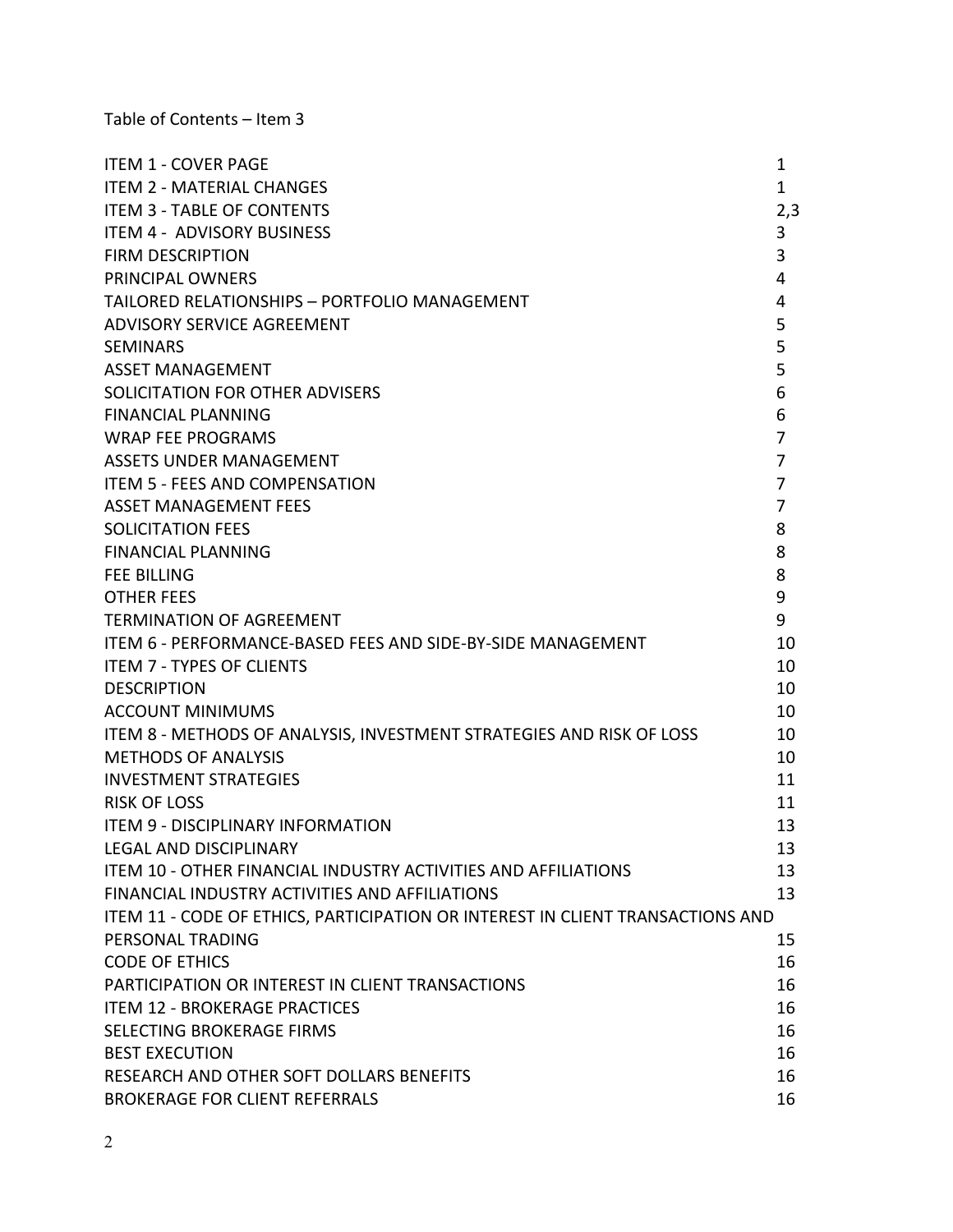Table of Contents – Item 3

| | |
|---|---|
| ITEM 1 - COVER PAGE | 1 |
| ITEM 2 - MATERIAL CHANGES | 1 |
| ITEM 3 - TABLE OF CONTENTS | 2,3 |
| ITEM 4 - ADVISORY BUSINESS | 3 |
| FIRM DESCRIPTION | 3 |
| PRINCIPAL OWNERS | 4 |
| TAILORED RELATIONSHIPS – PORTFOLIO MANAGEMENT | 4 |
| ADVISORY SERVICE AGREEMENT | 5 |
| SEMINARS | 5 |
| ASSET MANAGEMENT | 5 |
| SOLICITATION FOR OTHER ADVISERS | 6 |
| FINANCIAL PLANNING | 6 |
| WRAP FEE PROGRAMS | 7 |
| ASSETS UNDER MANAGEMENT | 7 |
| ITEM 5 - FEES AND COMPENSATION | 7 |
| ASSET MANAGEMENT FEES | 7 |
| SOLICITATION FEES | 8 |
| FINANCIAL PLANNING | 8 |
| FEE BILLING | 8 |
| OTHER FEES | 9 |
| TERMINATION OF AGREEMENT | 9 |
| ITEM 6 - PERFORMANCE-BASED FEES AND SIDE-BY-SIDE MANAGEMENT | 10 |
| ITEM 7 - TYPES OF CLIENTS | 10 |
| DESCRIPTION | 10 |
| ACCOUNT MINIMUMS | 10 |
| ITEM 8 - METHODS OF ANALYSIS, INVESTMENT STRATEGIES AND RISK OF LOSS | 10 |
| METHODS OF ANALYSIS | 10 |
| INVESTMENT STRATEGIES | 11 |
| RISK OF LOSS | 11 |
| ITEM 9 - DISCIPLINARY INFORMATION | 13 |
| LEGAL AND DISCIPLINARY | 13 |
| ITEM 10 - OTHER FINANCIAL INDUSTRY ACTIVITIES AND AFFILIATIONS | 13 |
| FINANCIAL INDUSTRY ACTIVITIES AND AFFILIATIONS | 13 |
| ITEM 11 - CODE OF ETHICS, PARTICIPATION OR INTEREST IN CLIENT TRANSACTIONS AND PERSONAL TRADING | 15 |
| CODE OF ETHICS | 16 |
| PARTICIPATION OR INTEREST IN CLIENT TRANSACTIONS | 16 |
| ITEM 12 - BROKERAGE PRACTICES | 16 |
| SELECTING BROKERAGE FIRMS | 16 |
| BEST EXECUTION | 16 |
| RESEARCH AND OTHER SOFT DOLLARS BENEFITS | 16 |
| BROKERAGE FOR CLIENT REFERRALS | 16 |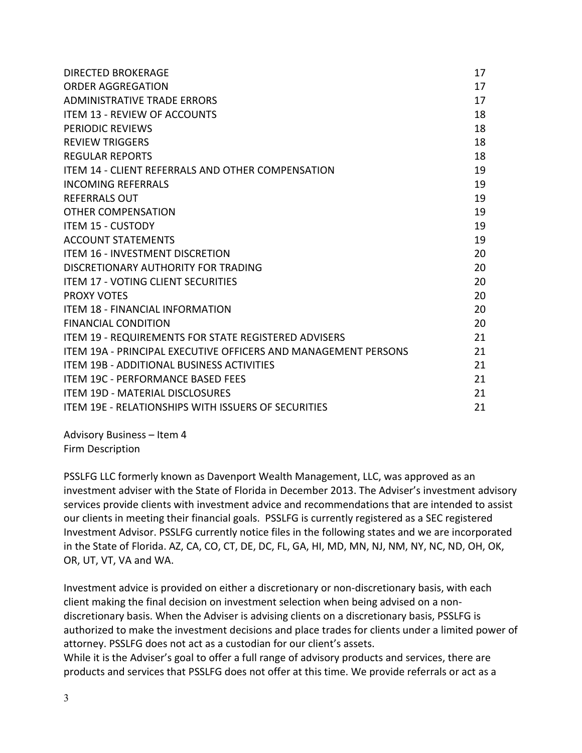| | |
|---|---|
| DIRECTED BROKERAGE | 17 |
| ORDER AGGREGATION | 17 |
| ADMINISTRATIVE TRADE ERRORS | 17 |
| ITEM 13 - REVIEW OF ACCOUNTS | 18 |
| PERIODIC REVIEWS | 18 |
| REVIEW TRIGGERS | 18 |
| REGULAR REPORTS | 18 |
| ITEM 14 - CLIENT REFERRALS AND OTHER COMPENSATION | 19 |
| INCOMING REFERRALS | 19 |
| REFERRALS OUT | 19 |
| OTHER COMPENSATION | 19 |
| ITEM 15 - CUSTODY | 19 |
| ACCOUNT STATEMENTS | 19 |
| ITEM 16 - INVESTMENT DISCRETION | 20 |
| DISCRETIONARY AUTHORITY FOR TRADING | 20 |
| ITEM 17 - VOTING CLIENT SECURITIES | 20 |
| PROXY VOTES | 20 |
| ITEM 18 - FINANCIAL INFORMATION | 20 |
| FINANCIAL CONDITION | 20 |
| ITEM 19 - REQUIREMENTS FOR STATE REGISTERED ADVISERS | 21 |
| ITEM 19A - PRINCIPAL EXECUTIVE OFFICERS AND MANAGEMENT PERSONS | 21 |
| ITEM 19B - ADDITIONAL BUSINESS ACTIVITIES | 21 |
| ITEM 19C - PERFORMANCE BASED FEES | 21 |
| ITEM 19D - MATERIAL DISCLOSURES | 21 |
| ITEM 19E - RELATIONSHIPS WITH ISSUERS OF SECURITIES | 21 |

## Advisory Business – Item 4

### Firm Description

PSSLFG LLC formerly known as Davenport Wealth Management, LLC, was approved as an investment adviser with the State of Florida in December 2013. The Adviser's investment advisory services provide clients with investment advice and recommendations that are intended to assist our clients in meeting their financial goals. PSSLFG is currently registered as a SEC registered Investment Advisor. PSSLFG currently notice files in the following states and we are incorporated in the State of Florida. AZ, CA, CO, CT, DE, DC, FL, GA, HI, MD, MN, NJ, NM, NY, NC, ND, OH, OK, OR, UT, VT, VA and WA.

Investment advice is provided on either a discretionary or non-discretionary basis, with each client making the final decision on investment selection when being advised on a non-discretionary basis. When the Adviser is advising clients on a discretionary basis, PSSLFG is authorized to make the investment decisions and place trades for clients under a limited power of attorney. PSSLFG does not act as a custodian for our client's assets.
While it is the Adviser's goal to offer a full range of advisory products and services, there are products and services that PSSLFG does not offer at this time. We provide referrals or act as a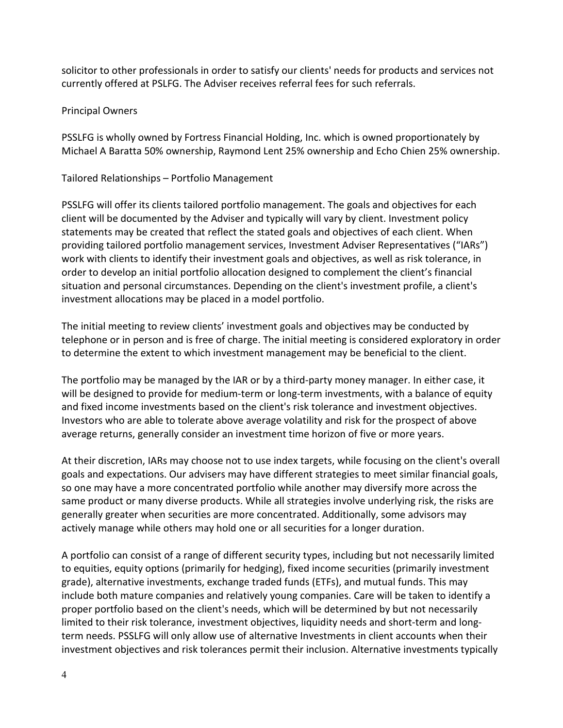solicitor to other professionals in order to satisfy our clients' needs for products and services not currently offered at PSLFG. The Adviser receives referral fees for such referrals.

## Principal Owners

PSSLFG is wholly owned by Fortress Financial Holding, Inc. which is owned proportionately by Michael A Baratta 50% ownership, Raymond Lent 25% ownership and Echo Chien 25% ownership.

## Tailored Relationships – Portfolio Management

PSSLFG will offer its clients tailored portfolio management. The goals and objectives for each client will be documented by the Adviser and typically will vary by client. Investment policy statements may be created that reflect the stated goals and objectives of each client. When providing tailored portfolio management services, Investment Adviser Representatives ("IARs") work with clients to identify their investment goals and objectives, as well as risk tolerance, in order to develop an initial portfolio allocation designed to complement the client's financial situation and personal circumstances. Depending on the client's investment profile, a client's investment allocations may be placed in a model portfolio.

The initial meeting to review clients' investment goals and objectives may be conducted by telephone or in person and is free of charge. The initial meeting is considered exploratory in order to determine the extent to which investment management may be beneficial to the client.

The portfolio may be managed by the IAR or by a third-party money manager. In either case, it will be designed to provide for medium-term or long-term investments, with a balance of equity and fixed income investments based on the client's risk tolerance and investment objectives. Investors who are able to tolerate above average volatility and risk for the prospect of above average returns, generally consider an investment time horizon of five or more years.

At their discretion, IARs may choose not to use index targets, while focusing on the client's overall goals and expectations. Our advisers may have different strategies to meet similar financial goals, so one may have a more concentrated portfolio while another may diversify more across the same product or many diverse products. While all strategies involve underlying risk, the risks are generally greater when securities are more concentrated. Additionally, some advisors may actively manage while others may hold one or all securities for a longer duration.

A portfolio can consist of a range of different security types, including but not necessarily limited to equities, equity options (primarily for hedging), fixed income securities (primarily investment grade), alternative investments, exchange traded funds (ETFs), and mutual funds. This may include both mature companies and relatively young companies. Care will be taken to identify a proper portfolio based on the client's needs, which will be determined by but not necessarily limited to their risk tolerance, investment objectives, liquidity needs and short-term and long-term needs. PSSLFG will only allow use of alternative Investments in client accounts when their investment objectives and risk tolerances permit their inclusion. Alternative investments typically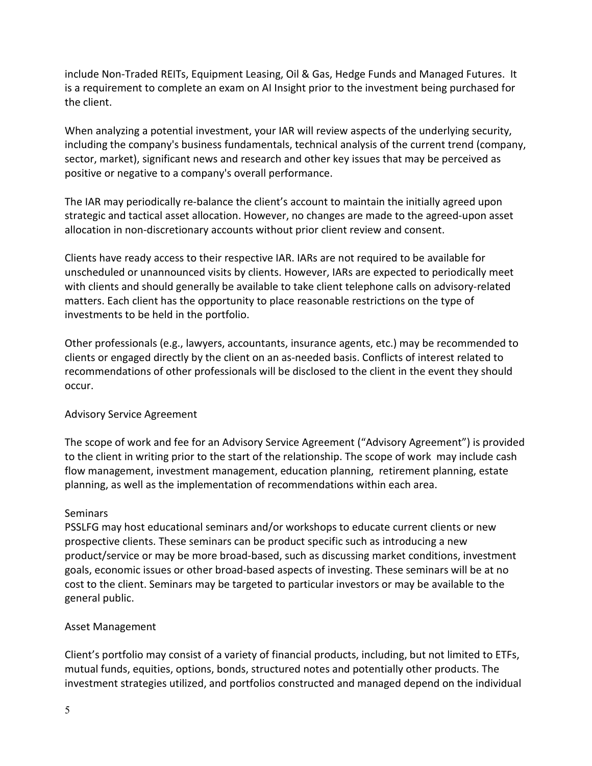include Non-Traded REITs, Equipment Leasing, Oil & Gas, Hedge Funds and Managed Futures. It is a requirement to complete an exam on AI Insight prior to the investment being purchased for the client.

When analyzing a potential investment, your IAR will review aspects of the underlying security, including the company's business fundamentals, technical analysis of the current trend (company, sector, market), significant news and research and other key issues that may be perceived as positive or negative to a company's overall performance.

The IAR may periodically re-balance the client's account to maintain the initially agreed upon strategic and tactical asset allocation. However, no changes are made to the agreed-upon asset allocation in non-discretionary accounts without prior client review and consent.

Clients have ready access to their respective IAR. IARs are not required to be available for unscheduled or unannounced visits by clients. However, IARs are expected to periodically meet with clients and should generally be available to take client telephone calls on advisory-related matters. Each client has the opportunity to place reasonable restrictions on the type of investments to be held in the portfolio.

Other professionals (e.g., lawyers, accountants, insurance agents, etc.) may be recommended to clients or engaged directly by the client on an as-needed basis. Conflicts of interest related to recommendations of other professionals will be disclosed to the client in the event they should occur.

### Advisory Service Agreement

The scope of work and fee for an Advisory Service Agreement ("Advisory Agreement") is provided to the client in writing prior to the start of the relationship. The scope of work may include cash flow management, investment management, education planning, retirement planning, estate planning, as well as the implementation of recommendations within each area.

### Seminars

PSSLFG may host educational seminars and/or workshops to educate current clients or new prospective clients. These seminars can be product specific such as introducing a new product/service or may be more broad-based, such as discussing market conditions, investment goals, economic issues or other broad-based aspects of investing. These seminars will be at no cost to the client. Seminars may be targeted to particular investors or may be available to the general public.

### Asset Management

Client's portfolio may consist of a variety of financial products, including, but not limited to ETFs, mutual funds, equities, options, bonds, structured notes and potentially other products. The investment strategies utilized, and portfolios constructed and managed depend on the individual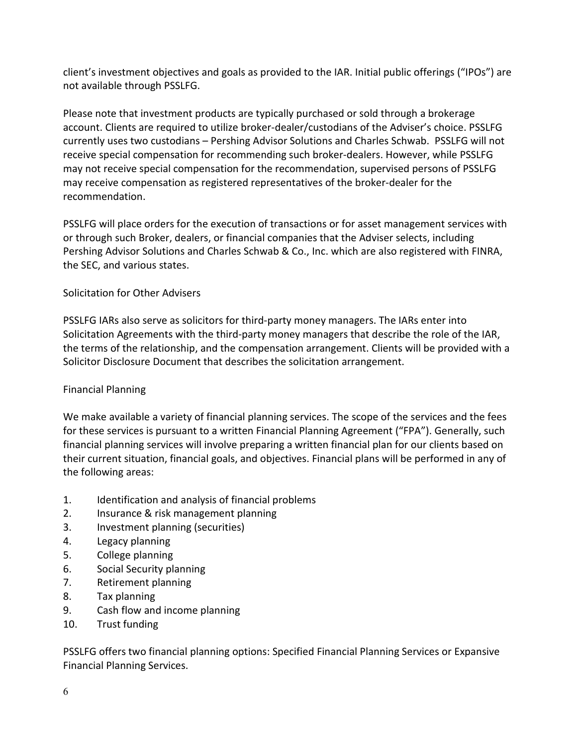client's investment objectives and goals as provided to the IAR. Initial public offerings ("IPOs") are not available through PSSLFG.

Please note that investment products are typically purchased or sold through a brokerage account. Clients are required to utilize broker-dealer/custodians of the Adviser's choice. PSSLFG currently uses two custodians – Pershing Advisor Solutions and Charles Schwab. PSSLFG will not receive special compensation for recommending such broker-dealers. However, while PSSLFG may not receive special compensation for the recommendation, supervised persons of PSSLFG may receive compensation as registered representatives of the broker-dealer for the recommendation.

PSSLFG will place orders for the execution of transactions or for asset management services with or through such Broker, dealers, or financial companies that the Adviser selects, including Pershing Advisor Solutions and Charles Schwab & Co., Inc. which are also registered with FINRA, the SEC, and various states.

## Solicitation for Other Advisers

PSSLFG IARs also serve as solicitors for third-party money managers. The IARs enter into Solicitation Agreements with the third-party money managers that describe the role of the IAR, the terms of the relationship, and the compensation arrangement. Clients will be provided with a Solicitor Disclosure Document that describes the solicitation arrangement.

## Financial Planning

We make available a variety of financial planning services. The scope of the services and the fees for these services is pursuant to a written Financial Planning Agreement ("FPA"). Generally, such financial planning services will involve preparing a written financial plan for our clients based on their current situation, financial goals, and objectives. Financial plans will be performed in any of the following areas:

1. Identification and analysis of financial problems
2. Insurance & risk management planning
3. Investment planning (securities)
4. Legacy planning
5. College planning
6. Social Security planning
7. Retirement planning
8. Tax planning
9. Cash flow and income planning
10. Trust funding

PSSLFG offers two financial planning options: Specified Financial Planning Services or Expansive Financial Planning Services.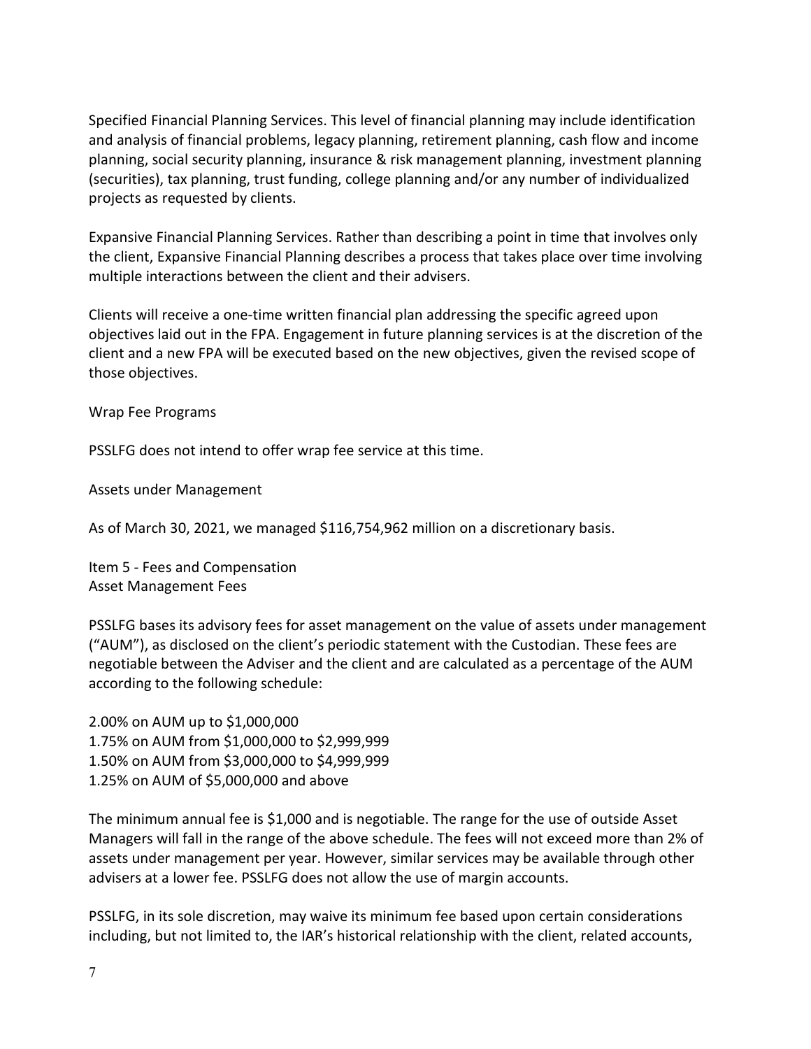Specified Financial Planning Services. This level of financial planning may include identification and analysis of financial problems, legacy planning, retirement planning, cash flow and income planning, social security planning, insurance & risk management planning, investment planning (securities), tax planning, trust funding, college planning and/or any number of individualized projects as requested by clients.

Expansive Financial Planning Services. Rather than describing a point in time that involves only the client, Expansive Financial Planning describes a process that takes place over time involving multiple interactions between the client and their advisers.

Clients will receive a one-time written financial plan addressing the specific agreed upon objectives laid out in the FPA. Engagement in future planning services is at the discretion of the client and a new FPA will be executed based on the new objectives, given the revised scope of those objectives.

Wrap Fee Programs

PSSLFG does not intend to offer wrap fee service at this time.

Assets under Management

As of March 30, 2021, we managed $116,754,962 million on a discretionary basis.

## Item 5 - Fees and Compensation

Asset Management Fees

PSSLFG bases its advisory fees for asset management on the value of assets under management ("AUM"), as disclosed on the client's periodic statement with the Custodian. These fees are negotiable between the Adviser and the client and are calculated as a percentage of the AUM according to the following schedule:

2.00% on AUM up to $1,000,000
1.75% on AUM from $1,000,000 to $2,999,999
1.50% on AUM from $3,000,000 to $4,999,999
1.25% on AUM of $5,000,000 and above

The minimum annual fee is $1,000 and is negotiable. The range for the use of outside Asset Managers will fall in the range of the above schedule. The fees will not exceed more than 2% of assets under management per year. However, similar services may be available through other advisers at a lower fee. PSSLFG does not allow the use of margin accounts.

PSSLFG, in its sole discretion, may waive its minimum fee based upon certain considerations including, but not limited to, the IAR's historical relationship with the client, related accounts,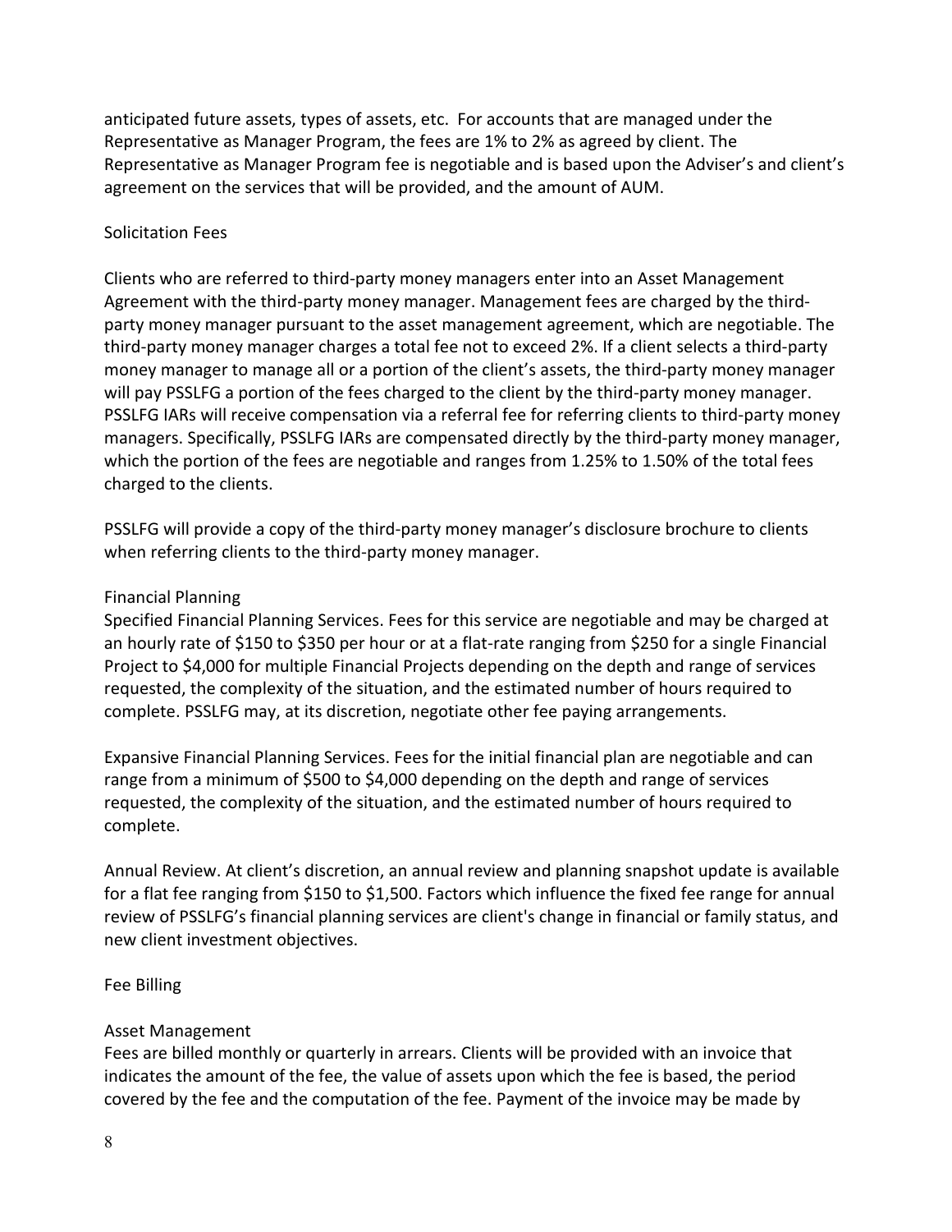anticipated future assets, types of assets, etc. For accounts that are managed under the Representative as Manager Program, the fees are 1% to 2% as agreed by client. The Representative as Manager Program fee is negotiable and is based upon the Adviser's and client's agreement on the services that will be provided, and the amount of AUM.

Solicitation Fees

Clients who are referred to third-party money managers enter into an Asset Management Agreement with the third-party money manager. Management fees are charged by the third-party money manager pursuant to the asset management agreement, which are negotiable. The third-party money manager charges a total fee not to exceed 2%. If a client selects a third-party money manager to manage all or a portion of the client's assets, the third-party money manager will pay PSSLFG a portion of the fees charged to the client by the third-party money manager. PSSLFG IARs will receive compensation via a referral fee for referring clients to third-party money managers. Specifically, PSSLFG IARs are compensated directly by the third-party money manager, which the portion of the fees are negotiable and ranges from 1.25% to 1.50% of the total fees charged to the clients.

PSSLFG will provide a copy of the third-party money manager's disclosure brochure to clients when referring clients to the third-party money manager.

Financial Planning

Specified Financial Planning Services. Fees for this service are negotiable and may be charged at an hourly rate of $150 to $350 per hour or at a flat-rate ranging from $250 for a single Financial Project to $4,000 for multiple Financial Projects depending on the depth and range of services requested, the complexity of the situation, and the estimated number of hours required to complete. PSSLFG may, at its discretion, negotiate other fee paying arrangements.

Expansive Financial Planning Services. Fees for the initial financial plan are negotiable and can range from a minimum of $500 to $4,000 depending on the depth and range of services requested, the complexity of the situation, and the estimated number of hours required to complete.

Annual Review. At client's discretion, an annual review and planning snapshot update is available for a flat fee ranging from $150 to $1,500. Factors which influence the fixed fee range for annual review of PSSLFG's financial planning services are client's change in financial or family status, and new client investment objectives.

Fee Billing

Asset Management

Fees are billed monthly or quarterly in arrears. Clients will be provided with an invoice that indicates the amount of the fee, the value of assets upon which the fee is based, the period covered by the fee and the computation of the fee. Payment of the invoice may be made by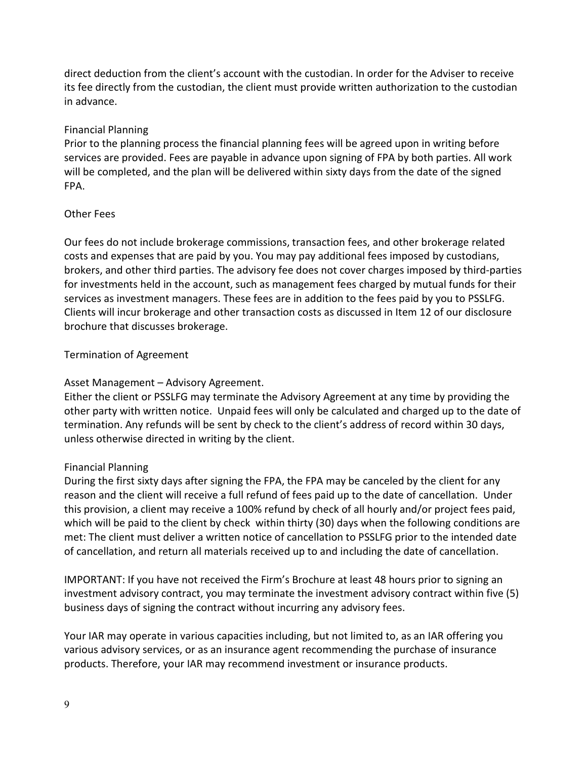direct deduction from the client's account with the custodian. In order for the Adviser to receive its fee directly from the custodian, the client must provide written authorization to the custodian in advance.

Financial Planning
Prior to the planning process the financial planning fees will be agreed upon in writing before services are provided. Fees are payable in advance upon signing of FPA by both parties. All work will be completed, and the plan will be delivered within sixty days from the date of the signed FPA.

Other Fees

Our fees do not include brokerage commissions, transaction fees, and other brokerage related costs and expenses that are paid by you. You may pay additional fees imposed by custodians, brokers, and other third parties. The advisory fee does not cover charges imposed by third-parties for investments held in the account, such as management fees charged by mutual funds for their services as investment managers. These fees are in addition to the fees paid by you to PSSLFG. Clients will incur brokerage and other transaction costs as discussed in Item 12 of our disclosure brochure that discusses brokerage.

Termination of Agreement

Asset Management – Advisory Agreement.
Either the client or PSSLFG may terminate the Advisory Agreement at any time by providing the other party with written notice. Unpaid fees will only be calculated and charged up to the date of termination. Any refunds will be sent by check to the client's address of record within 30 days, unless otherwise directed in writing by the client.

Financial Planning
During the first sixty days after signing the FPA, the FPA may be canceled by the client for any reason and the client will receive a full refund of fees paid up to the date of cancellation. Under this provision, a client may receive a 100% refund by check of all hourly and/or project fees paid, which will be paid to the client by check within thirty (30) days when the following conditions are met: The client must deliver a written notice of cancellation to PSSLFG prior to the intended date of cancellation, and return all materials received up to and including the date of cancellation.

IMPORTANT: If you have not received the Firm's Brochure at least 48 hours prior to signing an investment advisory contract, you may terminate the investment advisory contract within five (5) business days of signing the contract without incurring any advisory fees.

Your IAR may operate in various capacities including, but not limited to, as an IAR offering you various advisory services, or as an insurance agent recommending the purchase of insurance products. Therefore, your IAR may recommend investment or insurance products.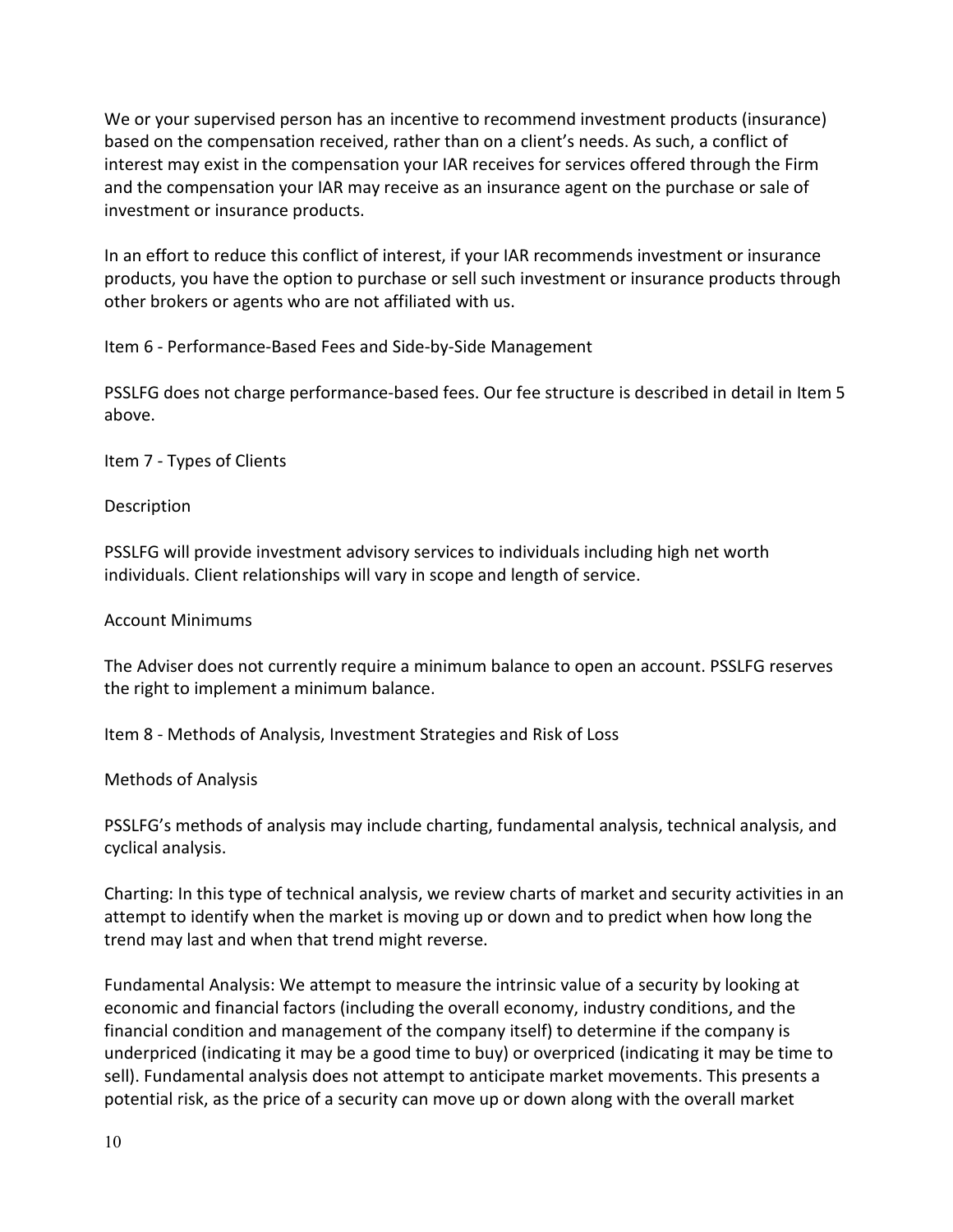We or your supervised person has an incentive to recommend investment products (insurance) based on the compensation received, rather than on a client's needs. As such, a conflict of interest may exist in the compensation your IAR receives for services offered through the Firm and the compensation your IAR may receive as an insurance agent on the purchase or sale of investment or insurance products.

In an effort to reduce this conflict of interest, if your IAR recommends investment or insurance products, you have the option to purchase or sell such investment or insurance products through other brokers or agents who are not affiliated with us.

## Item 6 - Performance-Based Fees and Side-by-Side Management

PSSLFG does not charge performance-based fees. Our fee structure is described in detail in Item 5 above.

## Item 7 - Types of Clients

### Description

PSSLFG will provide investment advisory services to individuals including high net worth individuals. Client relationships will vary in scope and length of service.

### Account Minimums

The Adviser does not currently require a minimum balance to open an account. PSSLFG reserves the right to implement a minimum balance.

## Item 8 - Methods of Analysis, Investment Strategies and Risk of Loss

### Methods of Analysis

PSSLFG's methods of analysis may include charting, fundamental analysis, technical analysis, and cyclical analysis.

Charting: In this type of technical analysis, we review charts of market and security activities in an attempt to identify when the market is moving up or down and to predict when how long the trend may last and when that trend might reverse.

Fundamental Analysis: We attempt to measure the intrinsic value of a security by looking at economic and financial factors (including the overall economy, industry conditions, and the financial condition and management of the company itself) to determine if the company is underpriced (indicating it may be a good time to buy) or overpriced (indicating it may be time to sell). Fundamental analysis does not attempt to anticipate market movements. This presents a potential risk, as the price of a security can move up or down along with the overall market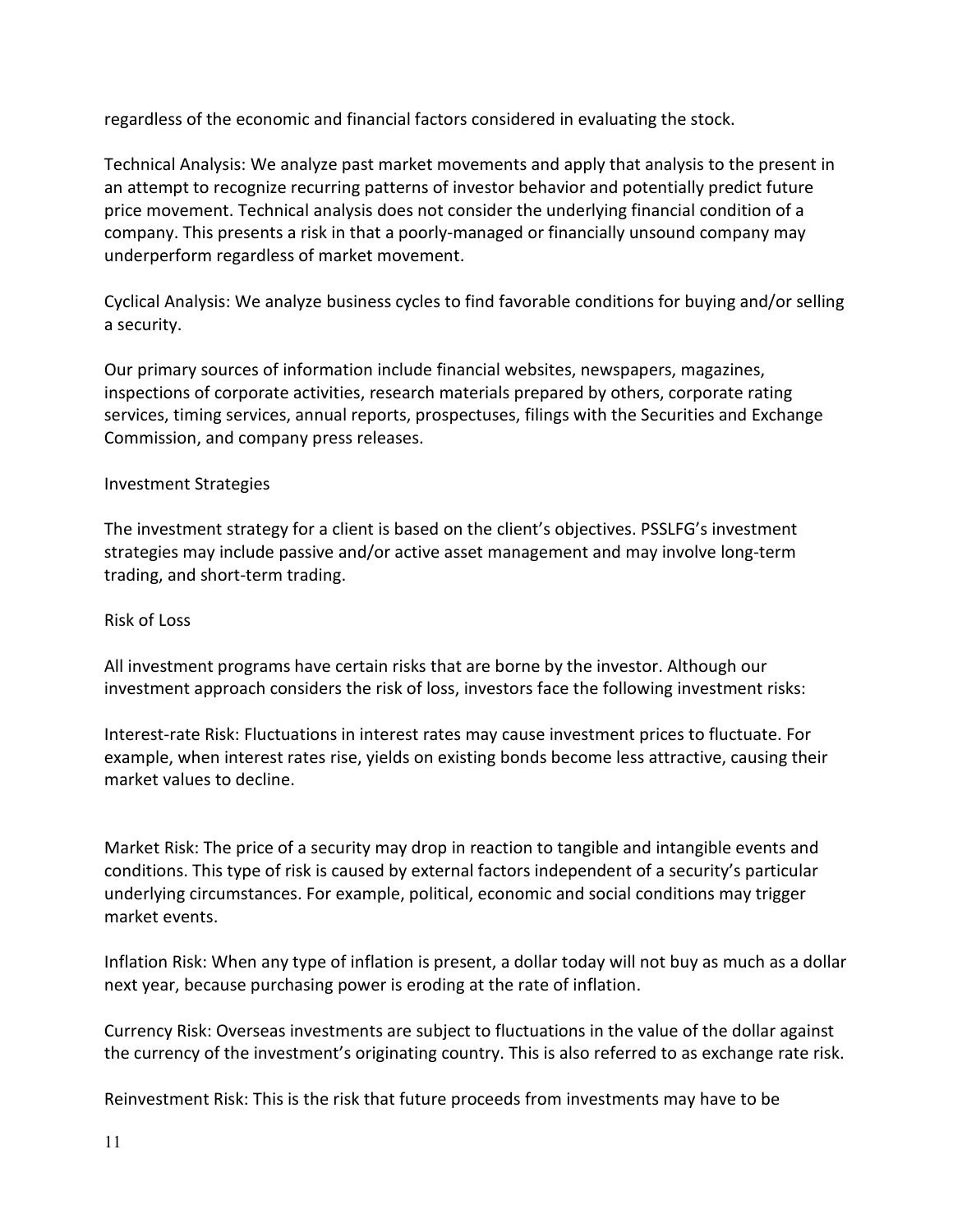regardless of the economic and financial factors considered in evaluating the stock.

Technical Analysis: We analyze past market movements and apply that analysis to the present in an attempt to recognize recurring patterns of investor behavior and potentially predict future price movement. Technical analysis does not consider the underlying financial condition of a company. This presents a risk in that a poorly-managed or financially unsound company may underperform regardless of market movement.

Cyclical Analysis: We analyze business cycles to find favorable conditions for buying and/or selling a security.

Our primary sources of information include financial websites, newspapers, magazines, inspections of corporate activities, research materials prepared by others, corporate rating services, timing services, annual reports, prospectuses, filings with the Securities and Exchange Commission, and company press releases.

## Investment Strategies

The investment strategy for a client is based on the client's objectives. PSSLFG's investment strategies may include passive and/or active asset management and may involve long-term trading, and short-term trading.

## Risk of Loss

All investment programs have certain risks that are borne by the investor. Although our investment approach considers the risk of loss, investors face the following investment risks:

Interest-rate Risk: Fluctuations in interest rates may cause investment prices to fluctuate. For example, when interest rates rise, yields on existing bonds become less attractive, causing their market values to decline.

Market Risk: The price of a security may drop in reaction to tangible and intangible events and conditions. This type of risk is caused by external factors independent of a security's particular underlying circumstances. For example, political, economic and social conditions may trigger market events.

Inflation Risk: When any type of inflation is present, a dollar today will not buy as much as a dollar next year, because purchasing power is eroding at the rate of inflation.

Currency Risk: Overseas investments are subject to fluctuations in the value of the dollar against the currency of the investment's originating country. This is also referred to as exchange rate risk.

Reinvestment Risk: This is the risk that future proceeds from investments may have to be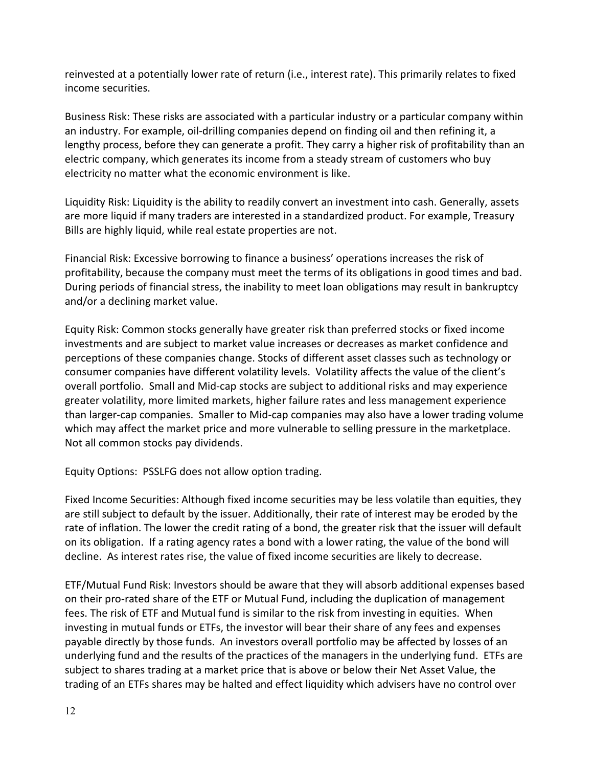reinvested at a potentially lower rate of return (i.e., interest rate). This primarily relates to fixed income securities.

Business Risk: These risks are associated with a particular industry or a particular company within an industry. For example, oil-drilling companies depend on finding oil and then refining it, a lengthy process, before they can generate a profit. They carry a higher risk of profitability than an electric company, which generates its income from a steady stream of customers who buy electricity no matter what the economic environment is like.

Liquidity Risk: Liquidity is the ability to readily convert an investment into cash. Generally, assets are more liquid if many traders are interested in a standardized product. For example, Treasury Bills are highly liquid, while real estate properties are not.

Financial Risk: Excessive borrowing to finance a business' operations increases the risk of profitability, because the company must meet the terms of its obligations in good times and bad. During periods of financial stress, the inability to meet loan obligations may result in bankruptcy and/or a declining market value.

Equity Risk: Common stocks generally have greater risk than preferred stocks or fixed income investments and are subject to market value increases or decreases as market confidence and perceptions of these companies change. Stocks of different asset classes such as technology or consumer companies have different volatility levels. Volatility affects the value of the client's overall portfolio. Small and Mid-cap stocks are subject to additional risks and may experience greater volatility, more limited markets, higher failure rates and less management experience than larger-cap companies. Smaller to Mid-cap companies may also have a lower trading volume which may affect the market price and more vulnerable to selling pressure in the marketplace. Not all common stocks pay dividends.

Equity Options: PSSLFG does not allow option trading.

Fixed Income Securities: Although fixed income securities may be less volatile than equities, they are still subject to default by the issuer. Additionally, their rate of interest may be eroded by the rate of inflation. The lower the credit rating of a bond, the greater risk that the issuer will default on its obligation. If a rating agency rates a bond with a lower rating, the value of the bond will decline. As interest rates rise, the value of fixed income securities are likely to decrease.

ETF/Mutual Fund Risk: Investors should be aware that they will absorb additional expenses based on their pro-rated share of the ETF or Mutual Fund, including the duplication of management fees. The risk of ETF and Mutual fund is similar to the risk from investing in equities. When investing in mutual funds or ETFs, the investor will bear their share of any fees and expenses payable directly by those funds. An investors overall portfolio may be affected by losses of an underlying fund and the results of the practices of the managers in the underlying fund. ETFs are subject to shares trading at a market price that is above or below their Net Asset Value, the trading of an ETFs shares may be halted and effect liquidity which advisers have no control over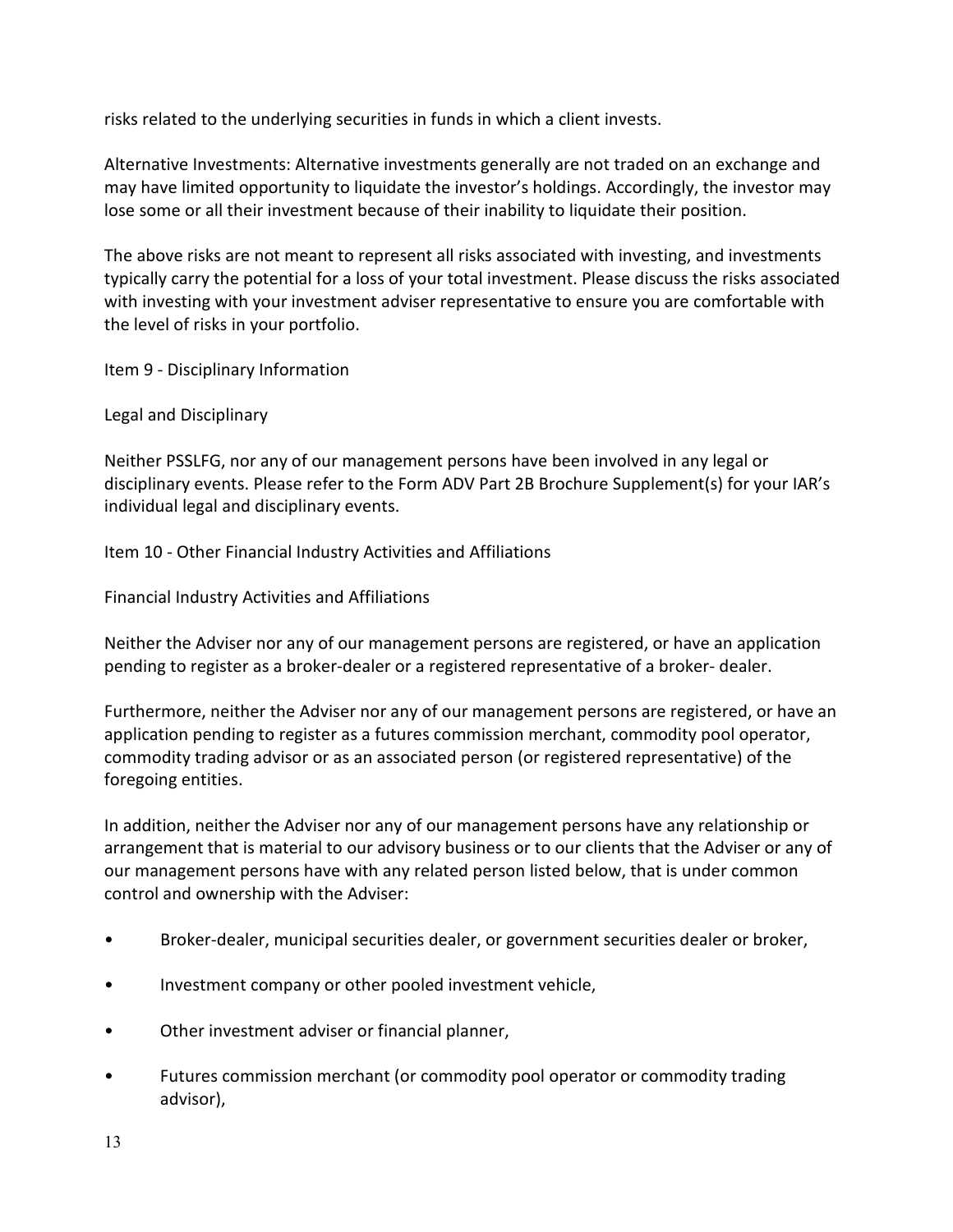risks related to the underlying securities in funds in which a client invests.

Alternative Investments: Alternative investments generally are not traded on an exchange and may have limited opportunity to liquidate the investor's holdings. Accordingly, the investor may lose some or all their investment because of their inability to liquidate their position.

The above risks are not meant to represent all risks associated with investing, and investments typically carry the potential for a loss of your total investment. Please discuss the risks associated with investing with your investment adviser representative to ensure you are comfortable with the level of risks in your portfolio.

## Item 9 - Disciplinary Information

### Legal and Disciplinary

Neither PSSLFG, nor any of our management persons have been involved in any legal or disciplinary events. Please refer to the Form ADV Part 2B Brochure Supplement(s) for your IAR's individual legal and disciplinary events.

## Item 10 - Other Financial Industry Activities and Affiliations

### Financial Industry Activities and Affiliations

Neither the Adviser nor any of our management persons are registered, or have an application pending to register as a broker-dealer or a registered representative of a broker- dealer.

Furthermore, neither the Adviser nor any of our management persons are registered, or have an application pending to register as a futures commission merchant, commodity pool operator, commodity trading advisor or as an associated person (or registered representative) of the foregoing entities.

In addition, neither the Adviser nor any of our management persons have any relationship or arrangement that is material to our advisory business or to our clients that the Adviser or any of our management persons have with any related person listed below, that is under common control and ownership with the Adviser:

- Broker-dealer, municipal securities dealer, or government securities dealer or broker,
- Investment company or other pooled investment vehicle,
- Other investment adviser or financial planner,
- Futures commission merchant (or commodity pool operator or commodity trading advisor),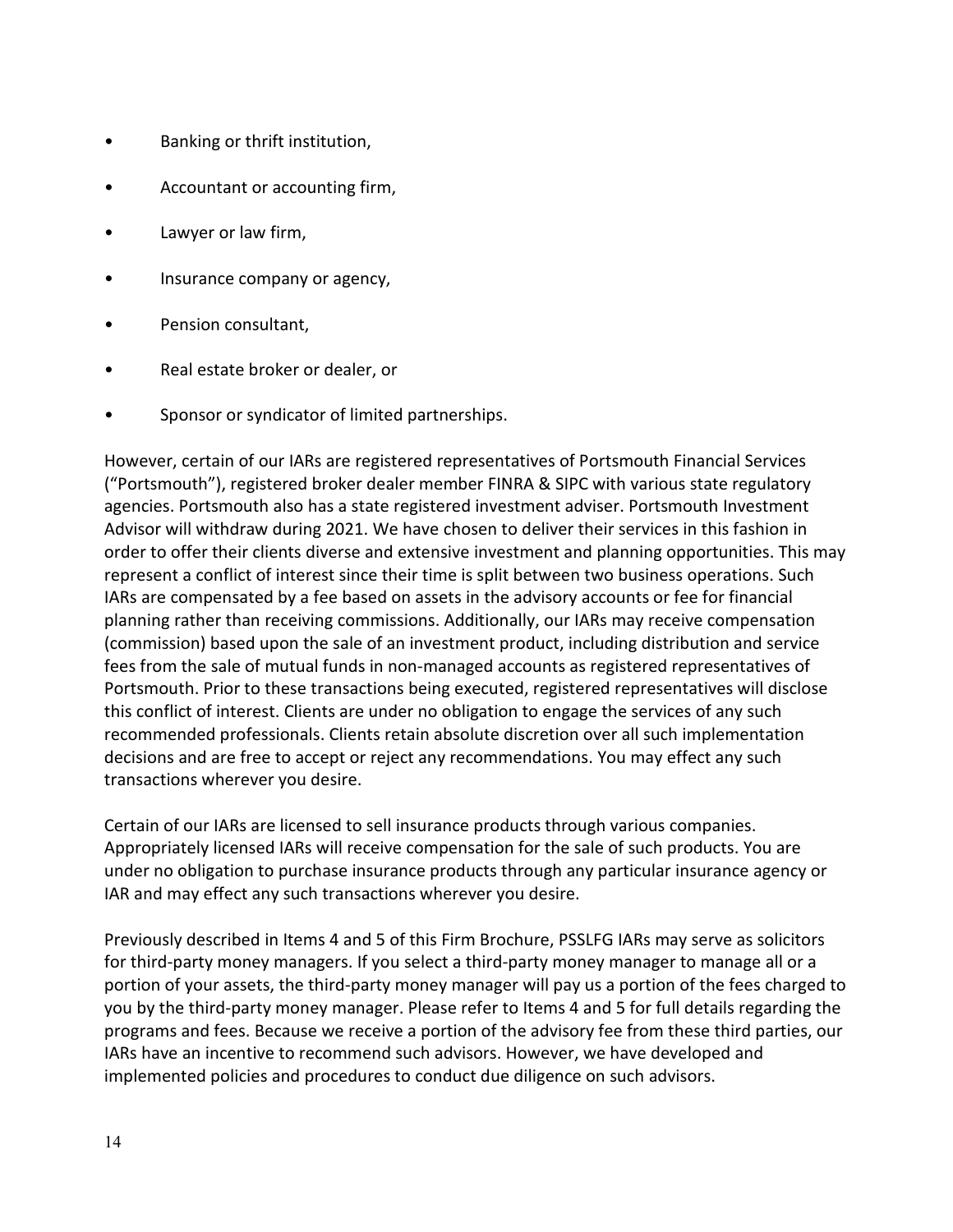- Banking or thrift institution,
- Accountant or accounting firm,
- Lawyer or law firm,
- Insurance company or agency,
- Pension consultant,
- Real estate broker or dealer, or
- Sponsor or syndicator of limited partnerships.

However, certain of our IARs are registered representatives of Portsmouth Financial Services ("Portsmouth"), registered broker dealer member FINRA & SIPC with various state regulatory agencies. Portsmouth also has a state registered investment adviser. Portsmouth Investment Advisor will withdraw during 2021. We have chosen to deliver their services in this fashion in order to offer their clients diverse and extensive investment and planning opportunities. This may represent a conflict of interest since their time is split between two business operations. Such IARs are compensated by a fee based on assets in the advisory accounts or fee for financial planning rather than receiving commissions. Additionally, our IARs may receive compensation (commission) based upon the sale of an investment product, including distribution and service fees from the sale of mutual funds in non-managed accounts as registered representatives of Portsmouth. Prior to these transactions being executed, registered representatives will disclose this conflict of interest. Clients are under no obligation to engage the services of any such recommended professionals. Clients retain absolute discretion over all such implementation decisions and are free to accept or reject any recommendations. You may effect any such transactions wherever you desire.

Certain of our IARs are licensed to sell insurance products through various companies. Appropriately licensed IARs will receive compensation for the sale of such products. You are under no obligation to purchase insurance products through any particular insurance agency or IAR and may effect any such transactions wherever you desire.

Previously described in Items 4 and 5 of this Firm Brochure, PSSLFG IARs may serve as solicitors for third-party money managers. If you select a third-party money manager to manage all or a portion of your assets, the third-party money manager will pay us a portion of the fees charged to you by the third-party money manager. Please refer to Items 4 and 5 for full details regarding the programs and fees. Because we receive a portion of the advisory fee from these third parties, our IARs have an incentive to recommend such advisors. However, we have developed and implemented policies and procedures to conduct due diligence on such advisors.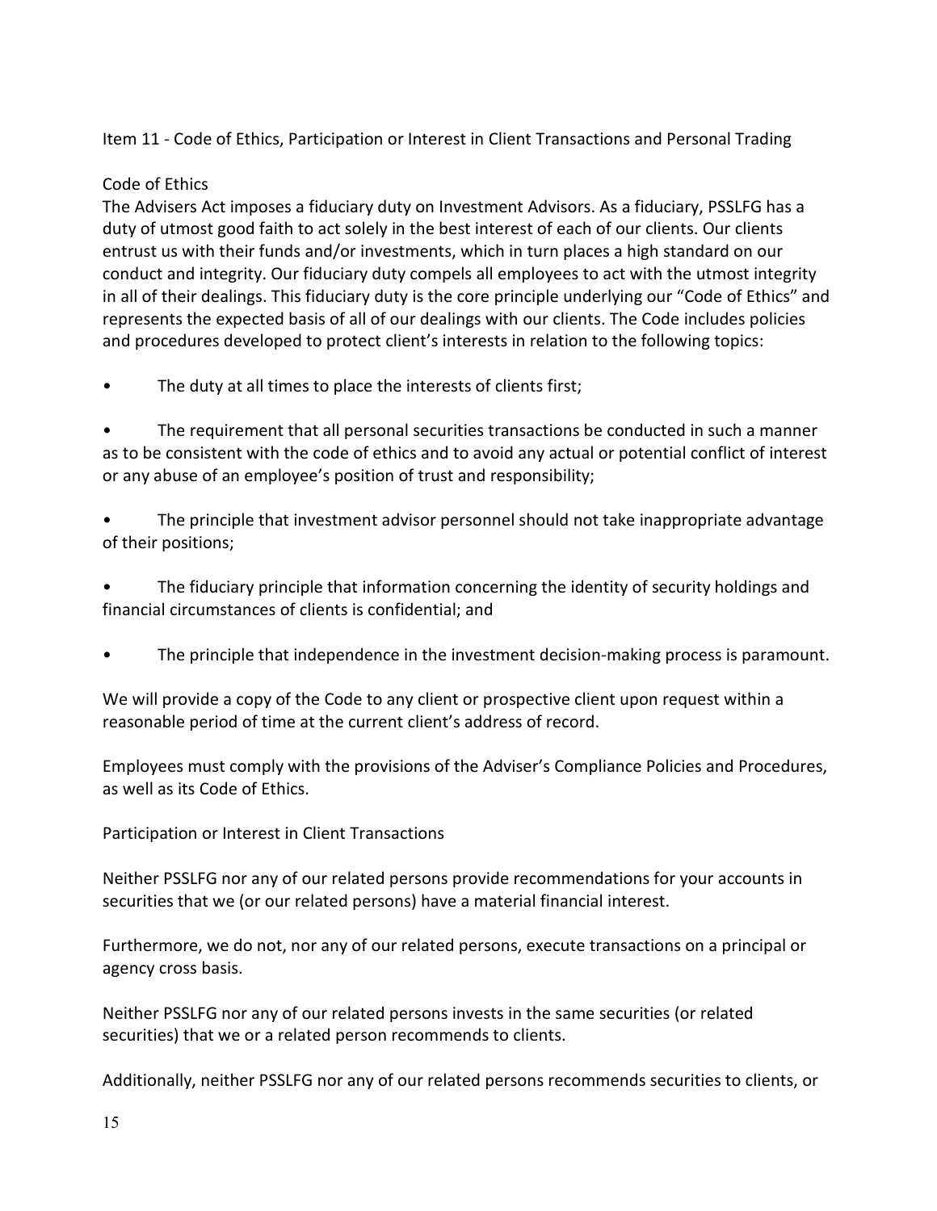## Item 11 - Code of Ethics, Participation or Interest in Client Transactions and Personal Trading

### Code of Ethics

The Advisers Act imposes a fiduciary duty on Investment Advisors. As a fiduciary, PSSLFG has a duty of utmost good faith to act solely in the best interest of each of our clients. Our clients entrust us with their funds and/or investments, which in turn places a high standard on our conduct and integrity. Our fiduciary duty compels all employees to act with the utmost integrity in all of their dealings. This fiduciary duty is the core principle underlying our "Code of Ethics" and represents the expected basis of all of our dealings with our clients. The Code includes policies and procedures developed to protect client's interests in relation to the following topics:

- The duty at all times to place the interests of clients first;
- The requirement that all personal securities transactions be conducted in such a manner as to be consistent with the code of ethics and to avoid any actual or potential conflict of interest or any abuse of an employee's position of trust and responsibility;
- The principle that investment advisor personnel should not take inappropriate advantage of their positions;
- The fiduciary principle that information concerning the identity of security holdings and financial circumstances of clients is confidential; and
- The principle that independence in the investment decision-making process is paramount.

We will provide a copy of the Code to any client or prospective client upon request within a reasonable period of time at the current client's address of record.

Employees must comply with the provisions of the Adviser's Compliance Policies and Procedures, as well as its Code of Ethics.

### Participation or Interest in Client Transactions

Neither PSSLFG nor any of our related persons provide recommendations for your accounts in securities that we (or our related persons) have a material financial interest.

Furthermore, we do not, nor any of our related persons, execute transactions on a principal or agency cross basis.

Neither PSSLFG nor any of our related persons invests in the same securities (or related securities) that we or a related person recommends to clients.

Additionally, neither PSSLFG nor any of our related persons recommends securities to clients, or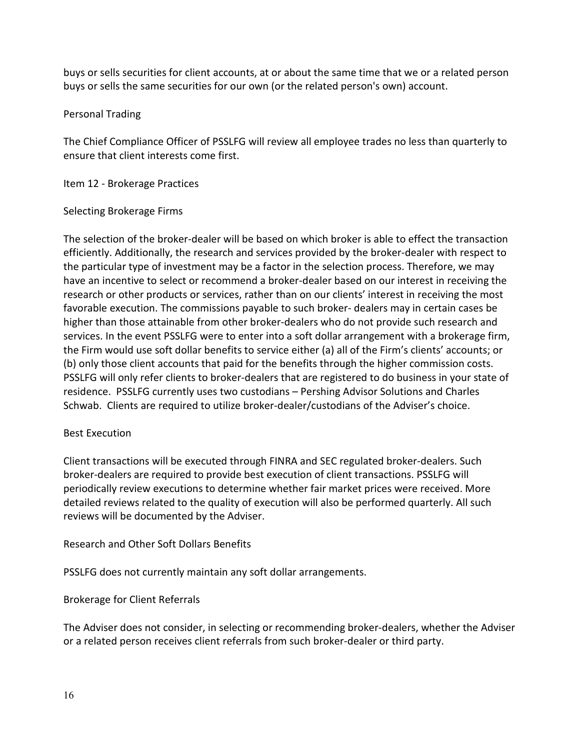buys or sells securities for client accounts, at or about the same time that we or a related person buys or sells the same securities for our own (or the related person's own) account.

### Personal Trading

The Chief Compliance Officer of PSSLFG will review all employee trades no less than quarterly to ensure that client interests come first.

## Item 12 - Brokerage Practices

### Selecting Brokerage Firms

The selection of the broker-dealer will be based on which broker is able to effect the transaction efficiently. Additionally, the research and services provided by the broker-dealer with respect to the particular type of investment may be a factor in the selection process. Therefore, we may have an incentive to select or recommend a broker-dealer based on our interest in receiving the research or other products or services, rather than on our clients' interest in receiving the most favorable execution. The commissions payable to such broker- dealers may in certain cases be higher than those attainable from other broker-dealers who do not provide such research and services. In the event PSSLFG were to enter into a soft dollar arrangement with a brokerage firm, the Firm would use soft dollar benefits to service either (a) all of the Firm's clients' accounts; or (b) only those client accounts that paid for the benefits through the higher commission costs. PSSLFG will only refer clients to broker-dealers that are registered to do business in your state of residence. PSSLFG currently uses two custodians – Pershing Advisor Solutions and Charles Schwab. Clients are required to utilize broker-dealer/custodians of the Adviser's choice.

### Best Execution

Client transactions will be executed through FINRA and SEC regulated broker-dealers. Such broker-dealers are required to provide best execution of client transactions. PSSLFG will periodically review executions to determine whether fair market prices were received. More detailed reviews related to the quality of execution will also be performed quarterly. All such reviews will be documented by the Adviser.

### Research and Other Soft Dollars Benefits

PSSLFG does not currently maintain any soft dollar arrangements.

### Brokerage for Client Referrals

The Adviser does not consider, in selecting or recommending broker-dealers, whether the Adviser or a related person receives client referrals from such broker-dealer or third party.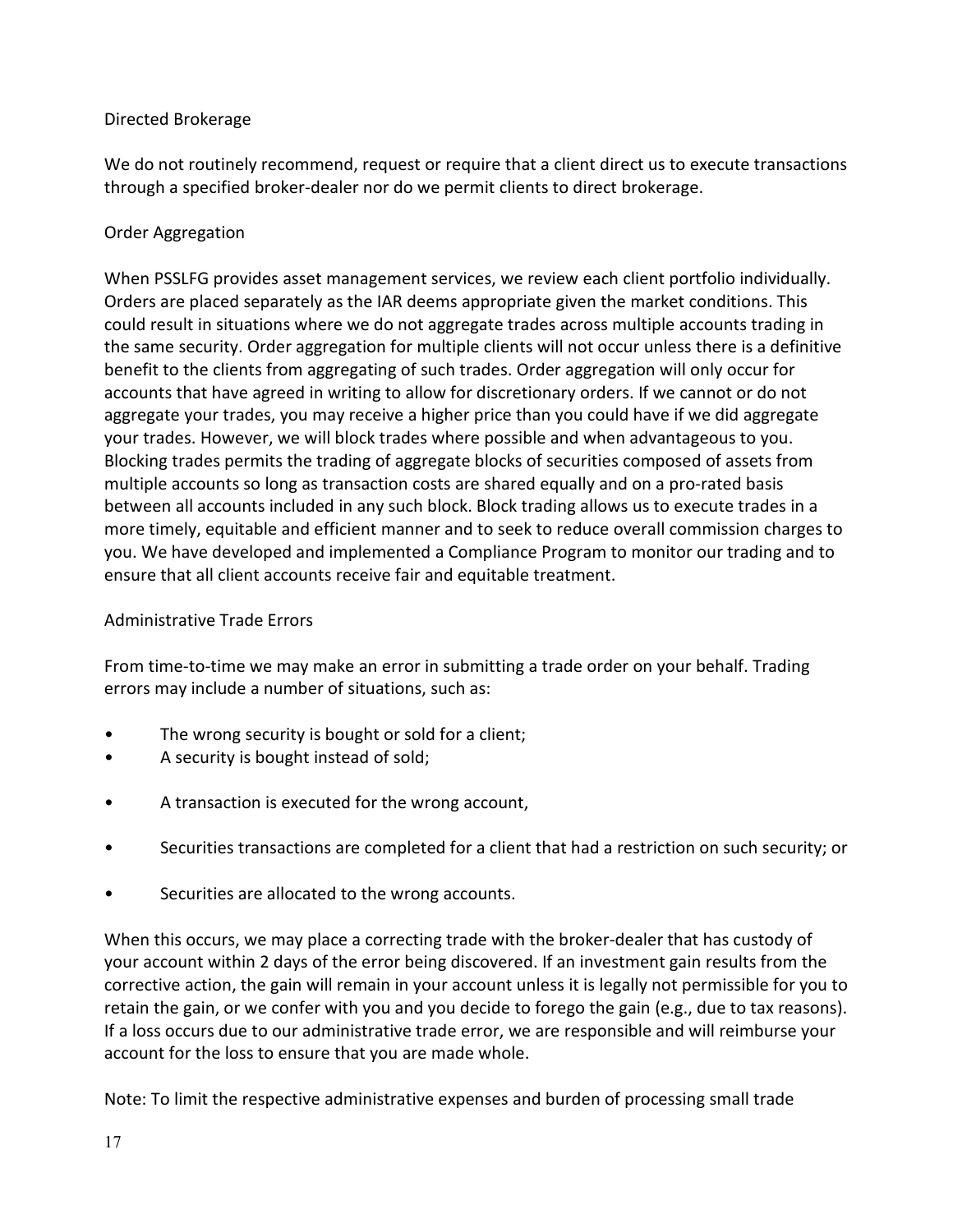### Directed Brokerage

We do not routinely recommend, request or require that a client direct us to execute transactions through a specified broker-dealer nor do we permit clients to direct brokerage.

### Order Aggregation

When PSSLFG provides asset management services, we review each client portfolio individually. Orders are placed separately as the IAR deems appropriate given the market conditions. This could result in situations where we do not aggregate trades across multiple accounts trading in the same security. Order aggregation for multiple clients will not occur unless there is a definitive benefit to the clients from aggregating of such trades. Order aggregation will only occur for accounts that have agreed in writing to allow for discretionary orders. If we cannot or do not aggregate your trades, you may receive a higher price than you could have if we did aggregate your trades. However, we will block trades where possible and when advantageous to you. Blocking trades permits the trading of aggregate blocks of securities composed of assets from multiple accounts so long as transaction costs are shared equally and on a pro-rated basis between all accounts included in any such block. Block trading allows us to execute trades in a more timely, equitable and efficient manner and to seek to reduce overall commission charges to you. We have developed and implemented a Compliance Program to monitor our trading and to ensure that all client accounts receive fair and equitable treatment.

### Administrative Trade Errors

From time-to-time we may make an error in submitting a trade order on your behalf. Trading errors may include a number of situations, such as:

- The wrong security is bought or sold for a client;
- A security is bought instead of sold;
- A transaction is executed for the wrong account,
- Securities transactions are completed for a client that had a restriction on such security; or
- Securities are allocated to the wrong accounts.

When this occurs, we may place a correcting trade with the broker-dealer that has custody of your account within 2 days of the error being discovered. If an investment gain results from the corrective action, the gain will remain in your account unless it is legally not permissible for you to retain the gain, or we confer with you and you decide to forego the gain (e.g., due to tax reasons). If a loss occurs due to our administrative trade error, we are responsible and will reimburse your account for the loss to ensure that you are made whole.

Note: To limit the respective administrative expenses and burden of processing small trade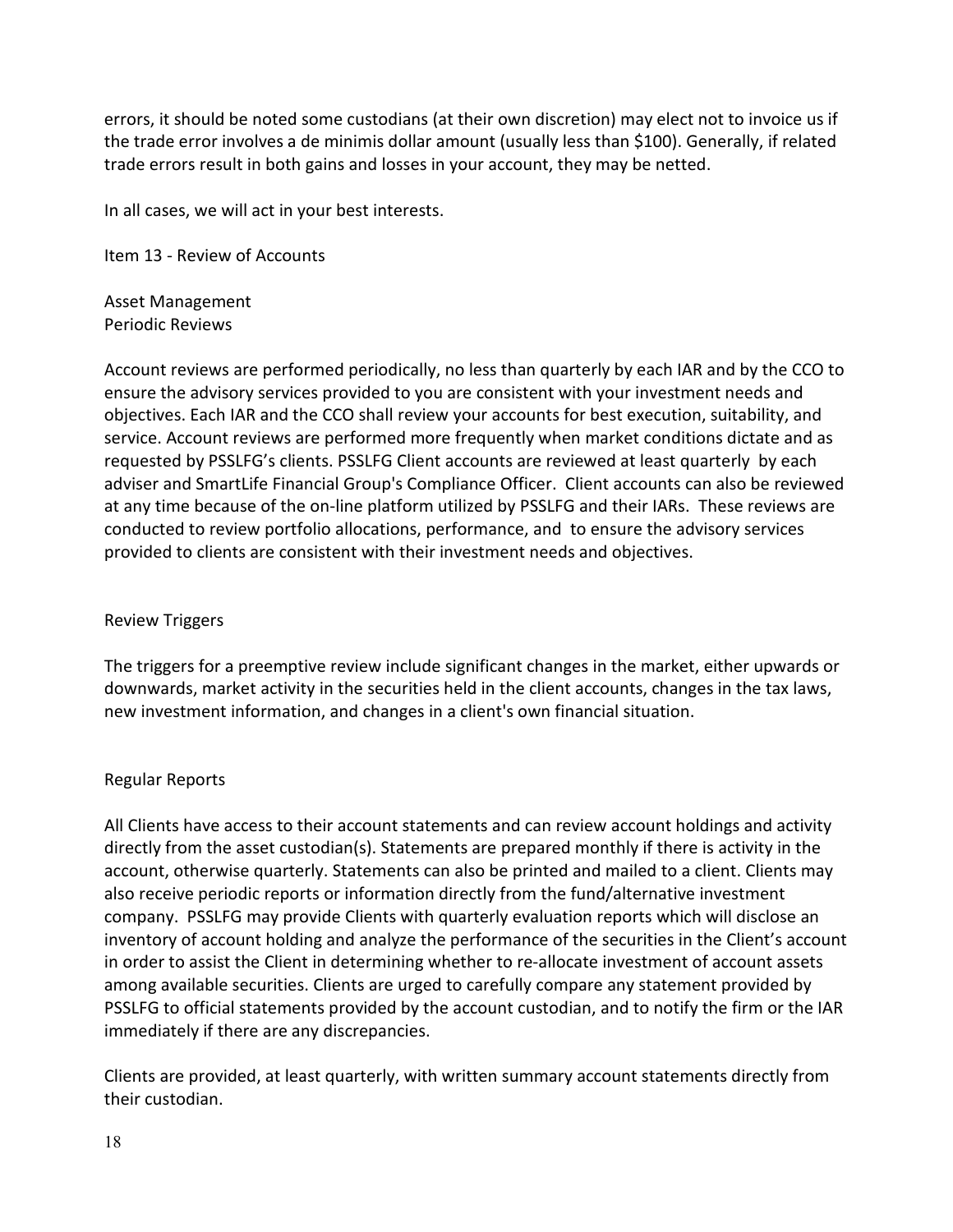errors, it should be noted some custodians (at their own discretion) may elect not to invoice us if the trade error involves a de minimis dollar amount (usually less than $100). Generally, if related trade errors result in both gains and losses in your account, they may be netted.

In all cases, we will act in your best interests.

## Item 13 - Review of Accounts

### Asset Management

#### Periodic Reviews

Account reviews are performed periodically, no less than quarterly by each IAR and by the CCO to ensure the advisory services provided to you are consistent with your investment needs and objectives. Each IAR and the CCO shall review your accounts for best execution, suitability, and service. Account reviews are performed more frequently when market conditions dictate and as requested by PSSLFG's clients. PSSLFG Client accounts are reviewed at least quarterly by each adviser and SmartLife Financial Group's Compliance Officer. Client accounts can also be reviewed at any time because of the on-line platform utilized by PSSLFG and their IARs. These reviews are conducted to review portfolio allocations, performance, and to ensure the advisory services provided to clients are consistent with their investment needs and objectives.

#### Review Triggers

The triggers for a preemptive review include significant changes in the market, either upwards or downwards, market activity in the securities held in the client accounts, changes in the tax laws, new investment information, and changes in a client's own financial situation.

#### Regular Reports

All Clients have access to their account statements and can review account holdings and activity directly from the asset custodian(s). Statements are prepared monthly if there is activity in the account, otherwise quarterly. Statements can also be printed and mailed to a client. Clients may also receive periodic reports or information directly from the fund/alternative investment company. PSSLFG may provide Clients with quarterly evaluation reports which will disclose an inventory of account holding and analyze the performance of the securities in the Client's account in order to assist the Client in determining whether to re-allocate investment of account assets among available securities. Clients are urged to carefully compare any statement provided by PSSLFG to official statements provided by the account custodian, and to notify the firm or the IAR immediately if there are any discrepancies.

Clients are provided, at least quarterly, with written summary account statements directly from their custodian.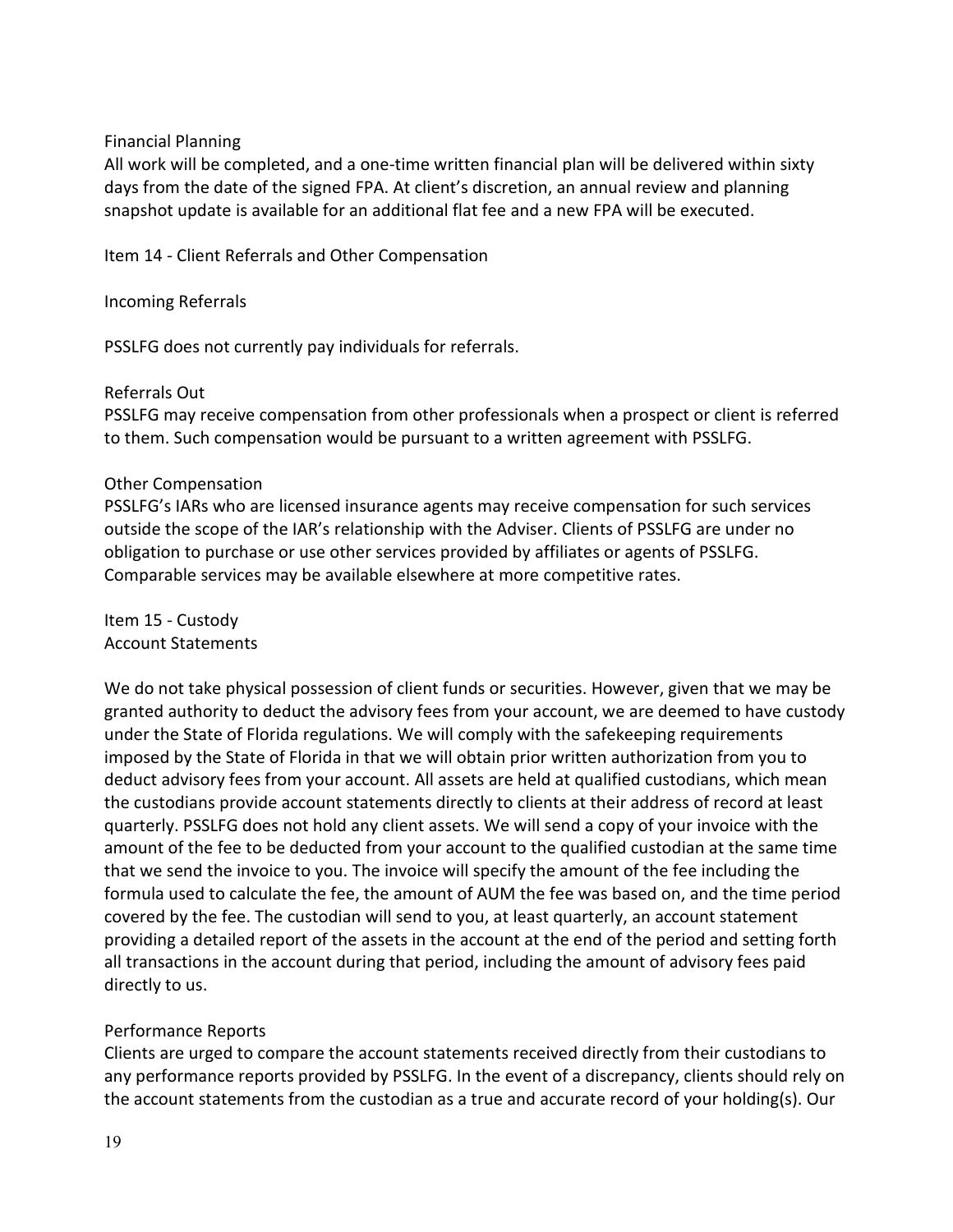### Financial Planning

All work will be completed, and a one-time written financial plan will be delivered within sixty days from the date of the signed FPA. At client's discretion, an annual review and planning snapshot update is available for an additional flat fee and a new FPA will be executed.

## Item 14 - Client Referrals and Other Compensation

### Incoming Referrals

PSSLFG does not currently pay individuals for referrals.

### Referrals Out

PSSLFG may receive compensation from other professionals when a prospect or client is referred to them. Such compensation would be pursuant to a written agreement with PSSLFG.

### Other Compensation

PSSLFG's IARs who are licensed insurance agents may receive compensation for such services outside the scope of the IAR's relationship with the Adviser. Clients of PSSLFG are under no obligation to purchase or use other services provided by affiliates or agents of PSSLFG. Comparable services may be available elsewhere at more competitive rates.

## Item 15 - Custody

### Account Statements

We do not take physical possession of client funds or securities. However, given that we may be granted authority to deduct the advisory fees from your account, we are deemed to have custody under the State of Florida regulations. We will comply with the safekeeping requirements imposed by the State of Florida in that we will obtain prior written authorization from you to deduct advisory fees from your account. All assets are held at qualified custodians, which mean the custodians provide account statements directly to clients at their address of record at least quarterly. PSSLFG does not hold any client assets. We will send a copy of your invoice with the amount of the fee to be deducted from your account to the qualified custodian at the same time that we send the invoice to you. The invoice will specify the amount of the fee including the formula used to calculate the fee, the amount of AUM the fee was based on, and the time period covered by the fee. The custodian will send to you, at least quarterly, an account statement providing a detailed report of the assets in the account at the end of the period and setting forth all transactions in the account during that period, including the amount of advisory fees paid directly to us.

### Performance Reports

Clients are urged to compare the account statements received directly from their custodians to any performance reports provided by PSSLFG. In the event of a discrepancy, clients should rely on the account statements from the custodian as a true and accurate record of your holding(s). Our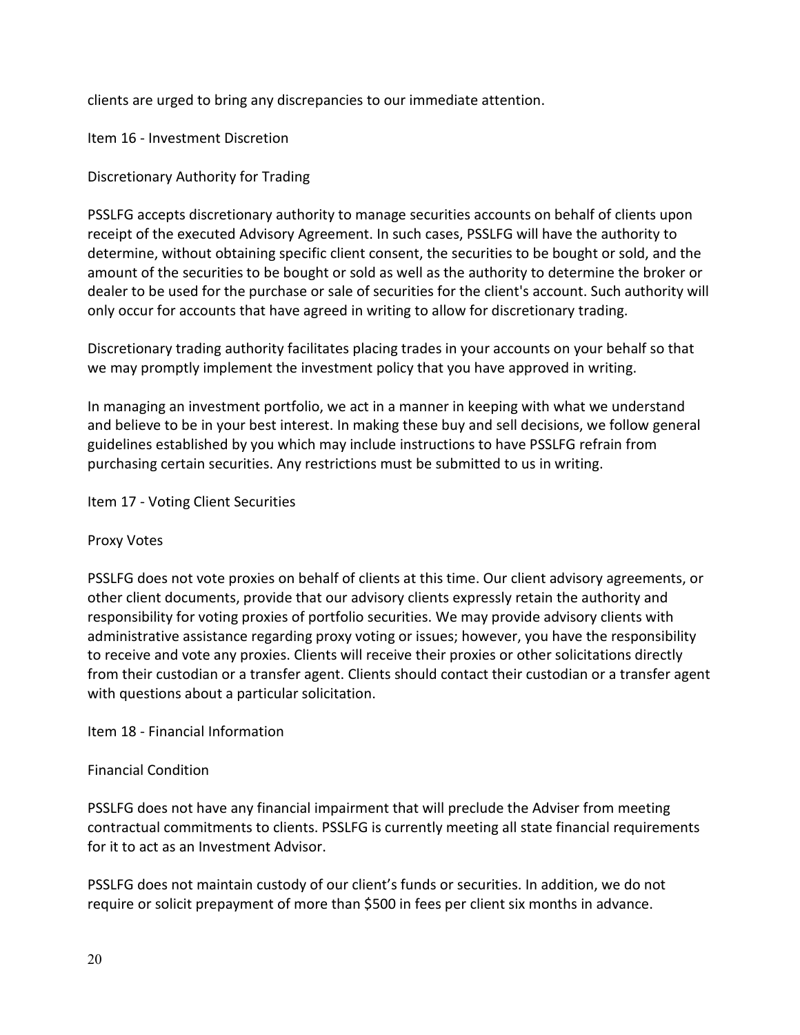clients are urged to bring any discrepancies to our immediate attention.

## Item 16 - Investment Discretion

### Discretionary Authority for Trading

PSSLFG accepts discretionary authority to manage securities accounts on behalf of clients upon receipt of the executed Advisory Agreement. In such cases, PSSLFG will have the authority to determine, without obtaining specific client consent, the securities to be bought or sold, and the amount of the securities to be bought or sold as well as the authority to determine the broker or dealer to be used for the purchase or sale of securities for the client's account. Such authority will only occur for accounts that have agreed in writing to allow for discretionary trading.

Discretionary trading authority facilitates placing trades in your accounts on your behalf so that we may promptly implement the investment policy that you have approved in writing.

In managing an investment portfolio, we act in a manner in keeping with what we understand and believe to be in your best interest. In making these buy and sell decisions, we follow general guidelines established by you which may include instructions to have PSSLFG refrain from purchasing certain securities. Any restrictions must be submitted to us in writing.

## Item 17 - Voting Client Securities

### Proxy Votes

PSSLFG does not vote proxies on behalf of clients at this time. Our client advisory agreements, or other client documents, provide that our advisory clients expressly retain the authority and responsibility for voting proxies of portfolio securities. We may provide advisory clients with administrative assistance regarding proxy voting or issues; however, you have the responsibility to receive and vote any proxies. Clients will receive their proxies or other solicitations directly from their custodian or a transfer agent. Clients should contact their custodian or a transfer agent with questions about a particular solicitation.

## Item 18 - Financial Information

### Financial Condition

PSSLFG does not have any financial impairment that will preclude the Adviser from meeting contractual commitments to clients. PSSLFG is currently meeting all state financial requirements for it to act as an Investment Advisor.

PSSLFG does not maintain custody of our client's funds or securities. In addition, we do not require or solicit prepayment of more than $500 in fees per client six months in advance.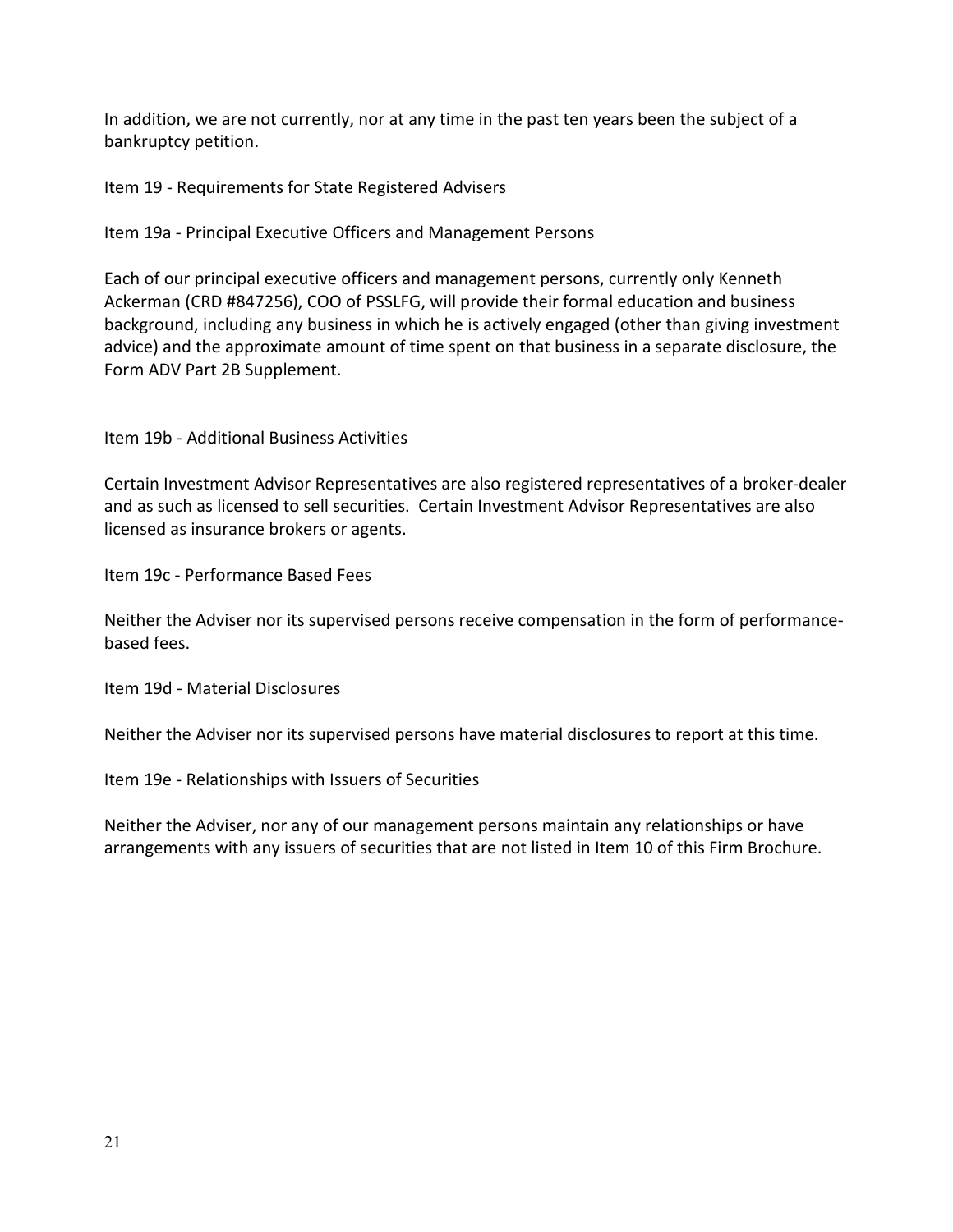In addition, we are not currently, nor at any time in the past ten years been the subject of a bankruptcy petition.

## Item 19 - Requirements for State Registered Advisers

### Item 19a - Principal Executive Officers and Management Persons

Each of our principal executive officers and management persons, currently only Kenneth Ackerman (CRD #847256), COO of PSSLFG, will provide their formal education and business background, including any business in which he is actively engaged (other than giving investment advice) and the approximate amount of time spent on that business in a separate disclosure, the Form ADV Part 2B Supplement.

### Item 19b - Additional Business Activities

Certain Investment Advisor Representatives are also registered representatives of a broker-dealer and as such as licensed to sell securities. Certain Investment Advisor Representatives are also licensed as insurance brokers or agents.

### Item 19c - Performance Based Fees

Neither the Adviser nor its supervised persons receive compensation in the form of performance-based fees.

### Item 19d - Material Disclosures

Neither the Adviser nor its supervised persons have material disclosures to report at this time.

### Item 19e - Relationships with Issuers of Securities

Neither the Adviser, nor any of our management persons maintain any relationships or have arrangements with any issuers of securities that are not listed in Item 10 of this Firm Brochure.